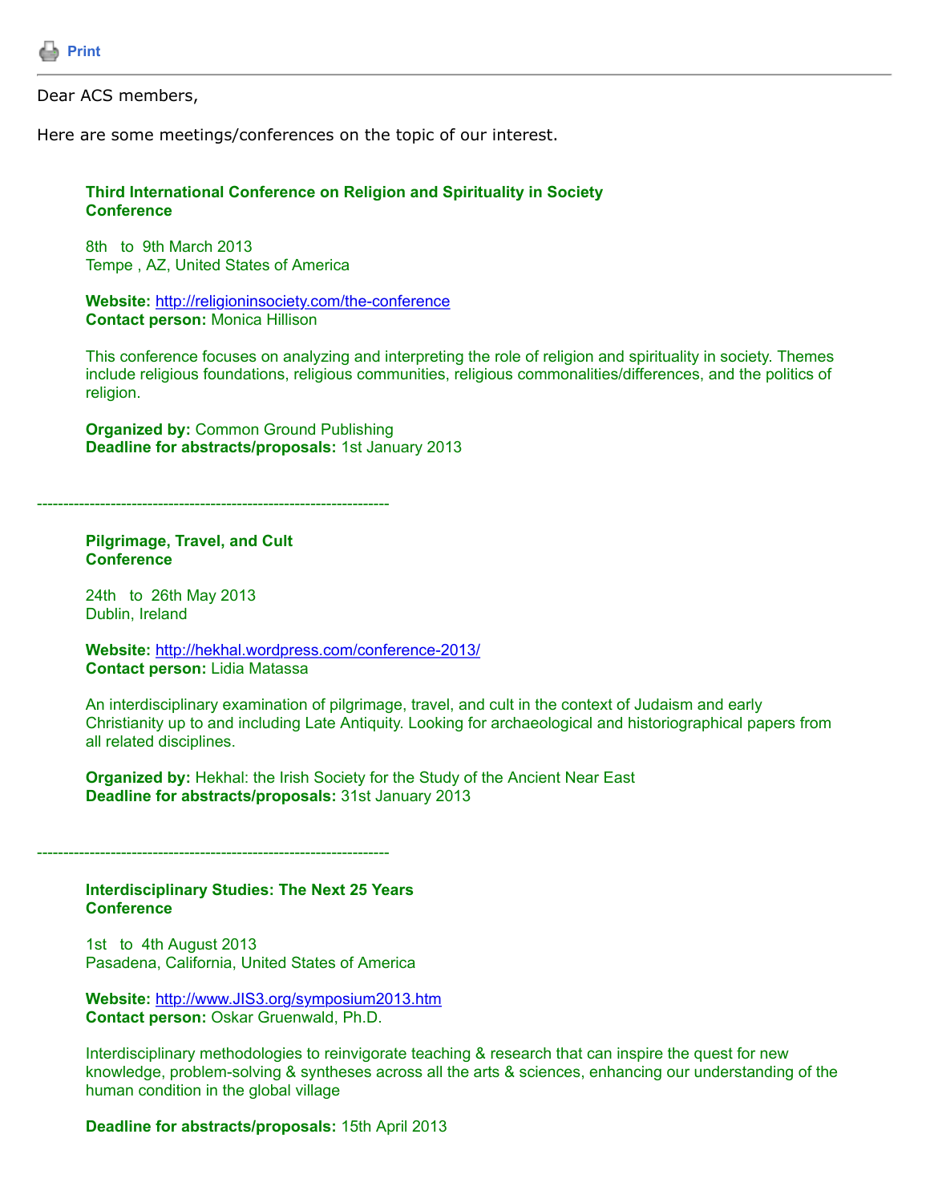Print

Dear ACS members,

Here are some meetings/conferences on the topic of our interest.

**Third International Conference on Religion and Spirituality in Society**
**Conference**

8th to 9th March 2013
Tempe , AZ, United States of America

**Website:** http://religioninsociety.com/the-conference
**Contact person:** Monica Hillison

This conference focuses on analyzing and interpreting the role of religion and spirituality in society. Themes include religious foundations, religious communities, religious commonalities/differences, and the politics of religion.

**Organized by:** Common Ground Publishing
**Deadline for abstracts/proposals:** 1st January 2013

---

**Pilgrimage, Travel, and Cult**
**Conference**

24th to 26th May 2013
Dublin, Ireland

**Website:** http://hekhal.wordpress.com/conference-2013/
**Contact person:** Lidia Matassa

An interdisciplinary examination of pilgrimage, travel, and cult in the context of Judaism and early Christianity up to and including Late Antiquity. Looking for archaeological and historiographical papers from all related disciplines.

**Organized by:** Hekhal: the Irish Society for the Study of the Ancient Near East
**Deadline for abstracts/proposals:** 31st January 2013

---

**Interdisciplinary Studies: The Next 25 Years**
**Conference**

1st to 4th August 2013
Pasadena, California, United States of America

**Website:** http://www.JIS3.org/symposium2013.htm
**Contact person:** Oskar Gruenwald, Ph.D.

Interdisciplinary methodologies to reinvigorate teaching & research that can inspire the quest for new knowledge, problem-solving & syntheses across all the arts & sciences, enhancing our understanding of the human condition in the global village

**Deadline for abstracts/proposals:** 15th April 2013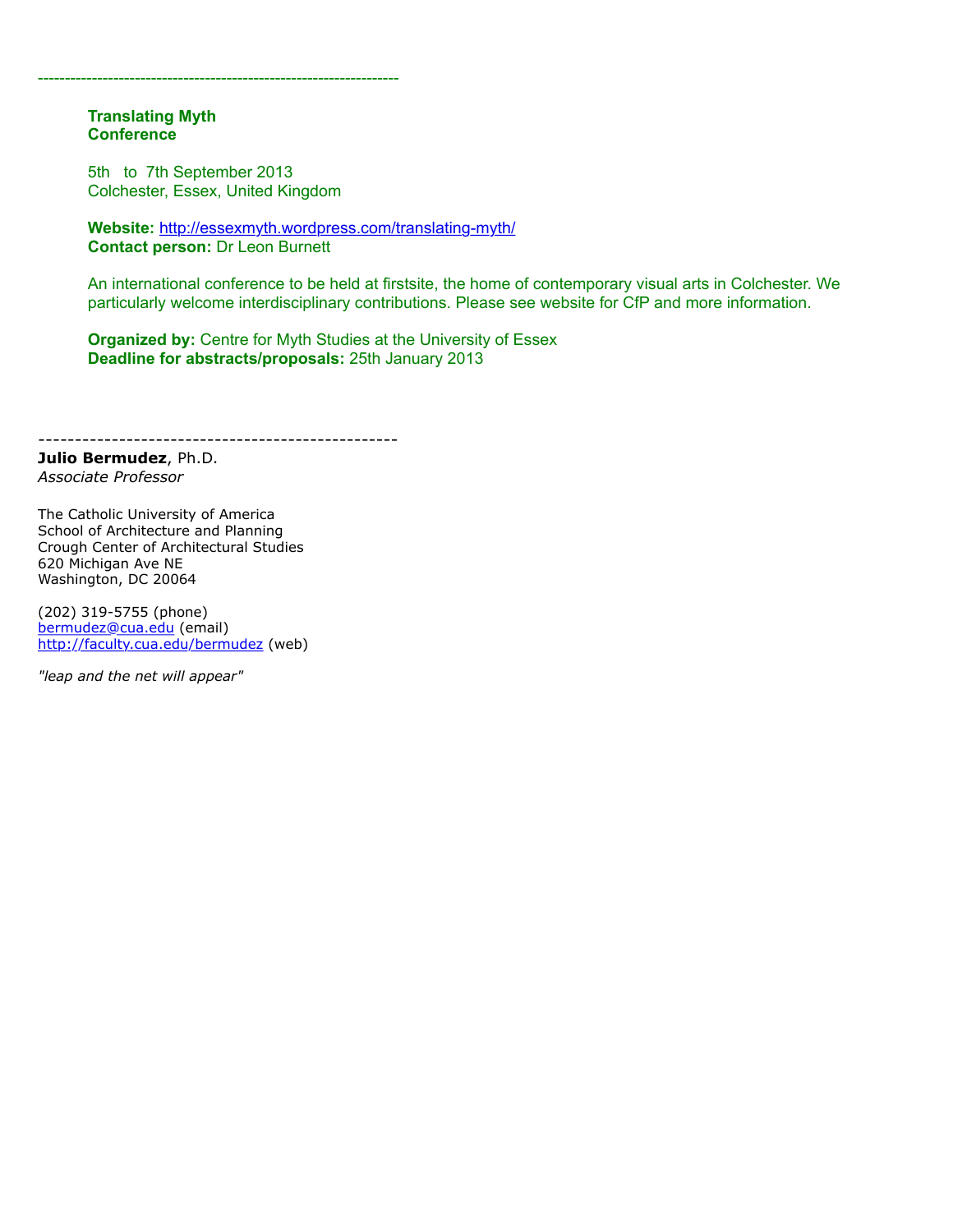------------------------------------------------------------------

**Translating Myth Conference**

5th to 7th September 2013
Colchester, Essex, United Kingdom

**Website:** http://essexmyth.wordpress.com/translating-myth/
**Contact person:** Dr Leon Burnett

An international conference to be held at firstsite, the home of contemporary visual arts in Colchester. We particularly welcome interdisciplinary contributions. Please see website for CfP and more information.

**Organized by:** Centre for Myth Studies at the University of Essex
**Deadline for abstracts/proposals:** 25th January 2013

--------------------------------------------------

**Julio Bermudez**, Ph.D.
*Associate Professor*

The Catholic University of America
School of Architecture and Planning
Crough Center of Architectural Studies
620 Michigan Ave NE
Washington, DC 20064

(202) 319-5755 (phone)
bermudez@cua.edu (email)
http://faculty.cua.edu/bermudez (web)

*"leap and the net will appear"*